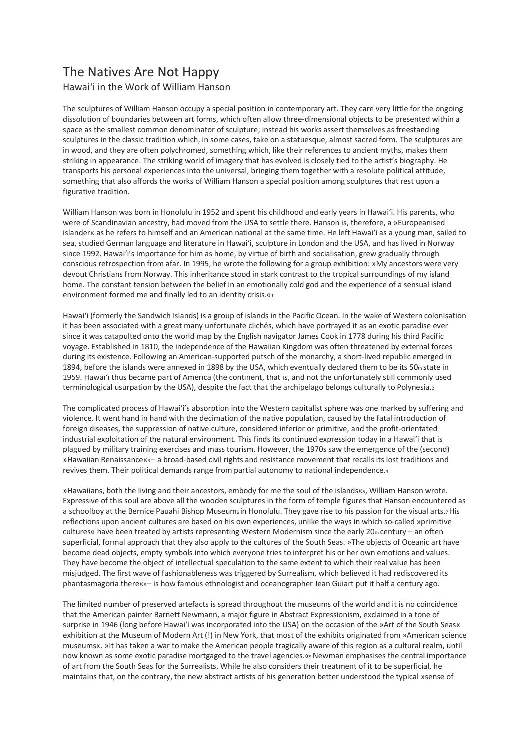# The Natives Are Not Happy

## Hawai'i in the Work of William Hanson

The sculptures of William Hanson occupy a special position in contemporary art. They care very little for the ongoing dissolution of boundaries between art forms, which often allow three-dimensional objects to be presented within a space as the smallest common denominator of sculpture; instead his works assert themselves as freestanding sculptures in the classic tradition which, in some cases, take on a statuesque, almost sacred form. The sculptures are in wood, and they are often polychromed, something which, like their references to ancient myths, makes them striking in appearance. The striking world of imagery that has evolved is closely tied to the artist's biography. He transports his personal experiences into the universal, bringing them together with a resolute political attitude, something that also affords the works of William Hanson a special position among sculptures that rest upon a figurative tradition.

William Hanson was born in Honolulu in 1952 and spent his childhood and early years in Hawai'i. His parents, who were of Scandinavian ancestry, had moved from the USA to settle there. Hanson is, therefore, a »Europeanised islander« as he refers to himself and an American national at the same time. He left Hawai'i as a young man, sailed to sea, studied German language and literature in Hawai'i, sculpture in London and the USA, and has lived in Norway since 1992. Hawai'i's importance for him as home, by virtue of birth and socialisation, grew gradually through conscious retrospection from afar. In 1995, he wrote the following for a group exhibition: »My ancestors were very devout Christians from Norway. This inheritance stood in stark contrast to the tropical surroundings of my island home. The constant tension between the belief in an emotionally cold god and the experience of a sensual island environment formed me and finally led to an identity crisis.«[1]

Hawai'i (formerly the Sandwich Islands) is a group of islands in the Pacific Ocean. In the wake of Western colonisation it has been associated with a great many unfortunate clichés, which have portrayed it as an exotic paradise ever since it was catapulted onto the world map by the English navigator James Cook in 1778 during his third Pacific voyage. Established in 1810, the independence of the Hawaiian Kingdom was often threatened by external forces during its existence. Following an American-supported putsch of the monarchy, a short-lived republic emerged in 1894, before the islands were annexed in 1898 by the USA, which eventually declared them to be its 50th state in 1959. Hawai'i thus became part of America (the continent, that is, and not the unfortunately still commonly used terminological usurpation by the USA), despite the fact that the archipelago belongs culturally to Polynesia.[2]

The complicated process of Hawai'i's absorption into the Western capitalist sphere was one marked by suffering and violence. It went hand in hand with the decimation of the native population, caused by the fatal introduction of foreign diseases, the suppression of native culture, considered inferior or primitive, and the profit-orientated industrial exploitation of the natural environment. This finds its continued expression today in a Hawai'i that is plagued by military training exercises and mass tourism. However, the 1970s saw the emergence of the (second) »Hawaiian Renaissance«[3] – a broad-based civil rights and resistance movement that recalls its lost traditions and revives them. Their political demands range from partial autonomy to national independence.[4]

»Hawaiians, both the living and their ancestors, embody for me the soul of the islands«[5], William Hanson wrote. Expressive of this soul are above all the wooden sculptures in the form of temple figures that Hanson encountered as a schoolboy at the Bernice Pauahi Bishop Museum[6] in Honolulu. They gave rise to his passion for the visual arts.[7] His reflections upon ancient cultures are based on his own experiences, unlike the ways in which so-called »primitive cultures« have been treated by artists representing Western Modernism since the early 20th century – an often superficial, formal approach that they also apply to the cultures of the South Seas. »The objects of Oceanic art have become dead objects, empty symbols into which everyone tries to interpret his or her own emotions and values. They have become the object of intellectual speculation to the same extent to which their real value has been misjudged. The first wave of fashionableness was triggered by Surrealism, which believed it had rediscovered its phantasmagoria there«[8] – is how famous ethnologist and oceanographer Jean Guiart put it half a century ago.

The limited number of preserved artefacts is spread throughout the museums of the world and it is no coincidence that the American painter Barnett Newmann, a major figure in Abstract Expressionism, exclaimed in a tone of surprise in 1946 (long before Hawai'i was incorporated into the USA) on the occasion of the »Art of the South Seas« exhibition at the Museum of Modern Art (!) in New York, that most of the exhibits originated from »American science museums«. »It has taken a war to make the American people tragically aware of this region as a cultural realm, until now known as some exotic paradise mortgaged to the travel agencies.«[9] Newman emphasises the central importance of art from the South Seas for the Surrealists. While he also considers their treatment of it to be superficial, he maintains that, on the contrary, the new abstract artists of his generation better understood the typical »sense of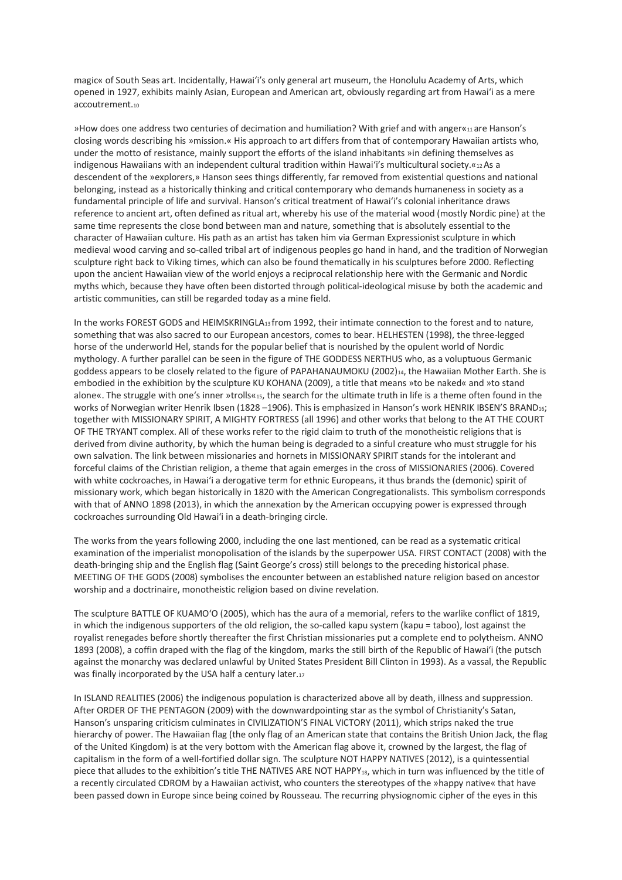magic« of South Seas art. Incidentally, Hawai'i's only general art museum, the Honolulu Academy of Arts, which opened in 1927, exhibits mainly Asian, European and American art, obviously regarding art from Hawai'i as a mere accoutrement.[10]

»How does one address two centuries of decimation and humiliation? With grief and with anger«[11] are Hanson's closing words describing his »mission.« His approach to art differs from that of contemporary Hawaiian artists who, under the motto of resistance, mainly support the efforts of the island inhabitants »in defining themselves as indigenous Hawaiians with an independent cultural tradition within Hawai'i's multicultural society.«[12] As a descendent of the »explorers,» Hanson sees things differently, far removed from existential questions and national belonging, instead as a historically thinking and critical contemporary who demands humaneness in society as a fundamental principle of life and survival. Hanson's critical treatment of Hawai'i's colonial inheritance draws reference to ancient art, often defined as ritual art, whereby his use of the material wood (mostly Nordic pine) at the same time represents the close bond between man and nature, something that is absolutely essential to the character of Hawaiian culture. His path as an artist has taken him via German Expressionist sculpture in which medieval wood carving and so-called tribal art of indigenous peoples go hand in hand, and the tradition of Norwegian sculpture right back to Viking times, which can also be found thematically in his sculptures before 2000. Reflecting upon the ancient Hawaiian view of the world enjoys a reciprocal relationship here with the Germanic and Nordic myths which, because they have often been distorted through political-ideological misuse by both the academic and artistic communities, can still be regarded today as a mine field.

In the works FOREST GODS and HEIMSKRINGLA[13] from 1992, their intimate connection to the forest and to nature, something that was also sacred to our European ancestors, comes to bear. HELHESTEN (1998), the three-legged horse of the underworld Hel, stands for the popular belief that is nourished by the opulent world of Nordic mythology. A further parallel can be seen in the figure of THE GODDESS NERTHUS who, as a voluptuous Germanic goddess appears to be closely related to the figure of PAPAHANAUMOKU (2002)[14], the Hawaiian Mother Earth. She is embodied in the exhibition by the sculpture KU KOHANA (2009), a title that means »to be naked« and »to stand alone«. The struggle with one's inner »trolls«[15], the search for the ultimate truth in life is a theme often found in the works of Norwegian writer Henrik Ibsen (1828 –1906). This is emphasized in Hanson's work HENRIK IBSEN'S BRAND[16]; together with MISSIONARY SPIRIT, A MIGHTY FORTRESS (all 1996) and other works that belong to the AT THE COURT OF THE TRYANT complex. All of these works refer to the rigid claim to truth of the monotheistic religions that is derived from divine authority, by which the human being is degraded to a sinful creature who must struggle for his own salvation. The link between missionaries and hornets in MISSIONARY SPIRIT stands for the intolerant and forceful claims of the Christian religion, a theme that again emerges in the cross of MISSIONARIES (2006). Covered with white cockroaches, in Hawai'i a derogative term for ethnic Europeans, it thus brands the (demonic) spirit of missionary work, which began historically in 1820 with the American Congregationalists. This symbolism corresponds with that of ANNO 1898 (2013), in which the annexation by the American occupying power is expressed through cockroaches surrounding Old Hawai'i in a death-bringing circle.

The works from the years following 2000, including the one last mentioned, can be read as a systematic critical examination of the imperialist monopolisation of the islands by the superpower USA. FIRST CONTACT (2008) with the death-bringing ship and the English flag (Saint George's cross) still belongs to the preceding historical phase. MEETING OF THE GODS (2008) symbolises the encounter between an established nature religion based on ancestor worship and a doctrinaire, monotheistic religion based on divine revelation.

The sculpture BATTLE OF KUAMO'O (2005), which has the aura of a memorial, refers to the warlike conflict of 1819, in which the indigenous supporters of the old religion, the so-called kapu system (kapu = taboo), lost against the royalist renegades before shortly thereafter the first Christian missionaries put a complete end to polytheism. ANNO 1893 (2008), a coffin draped with the flag of the kingdom, marks the still birth of the Republic of Hawai'i (the putsch against the monarchy was declared unlawful by United States President Bill Clinton in 1993). As a vassal, the Republic was finally incorporated by the USA half a century later.[17]

In ISLAND REALITIES (2006) the indigenous population is characterized above all by death, illness and suppression. After ORDER OF THE PENTAGON (2009) with the downwardpointing star as the symbol of Christianity's Satan, Hanson's unsparing criticism culminates in CIVILIZATION'S FINAL VICTORY (2011), which strips naked the true hierarchy of power. The Hawaiian flag (the only flag of an American state that contains the British Union Jack, the flag of the United Kingdom) is at the very bottom with the American flag above it, crowned by the largest, the flag of capitalism in the form of a well-fortified dollar sign. The sculpture NOT HAPPY NATIVES (2012), is a quintessential piece that alludes to the exhibition's title THE NATIVES ARE NOT HAPPY[18], which in turn was influenced by the title of a recently circulated CDROM by a Hawaiian activist, who counters the stereotypes of the »happy native« that have been passed down in Europe since being coined by Rousseau. The recurring physiognomic cipher of the eyes in this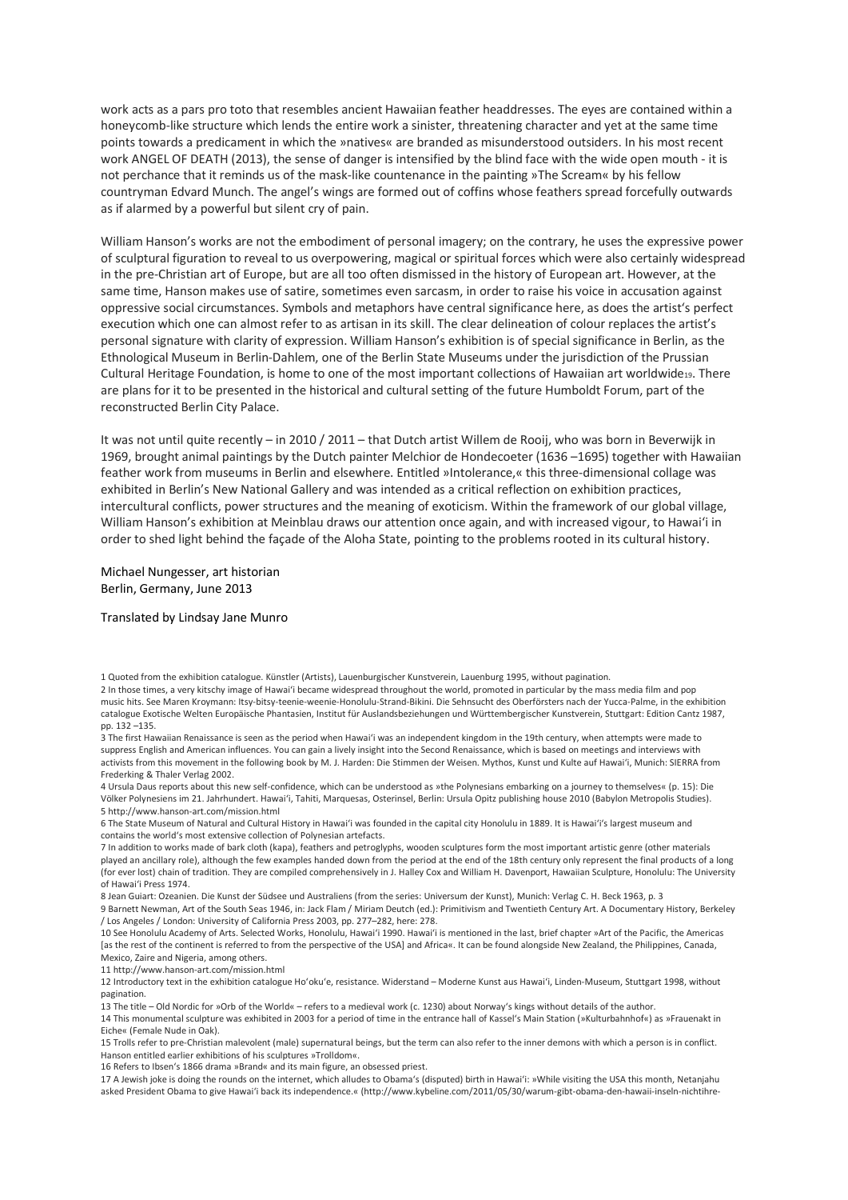work acts as a pars pro toto that resembles ancient Hawaiian feather headdresses. The eyes are contained within a honeycomb-like structure which lends the entire work a sinister, threatening character and yet at the same time points towards a predicament in which the »natives« are branded as misunderstood outsiders. In his most recent work ANGEL OF DEATH (2013), the sense of danger is intensified by the blind face with the wide open mouth - it is not perchance that it reminds us of the mask-like countenance in the painting »The Scream« by his fellow countryman Edvard Munch. The angel's wings are formed out of coffins whose feathers spread forcefully outwards as if alarmed by a powerful but silent cry of pain.

William Hanson's works are not the embodiment of personal imagery; on the contrary, he uses the expressive power of sculptural figuration to reveal to us overpowering, magical or spiritual forces which were also certainly widespread in the pre-Christian art of Europe, but are all too often dismissed in the history of European art. However, at the same time, Hanson makes use of satire, sometimes even sarcasm, in order to raise his voice in accusation against oppressive social circumstances. Symbols and metaphors have central significance here, as does the artist's perfect execution which one can almost refer to as artisan in its skill. The clear delineation of colour replaces the artist's personal signature with clarity of expression. William Hanson's exhibition is of special significance in Berlin, as the Ethnological Museum in Berlin-Dahlem, one of the Berlin State Museums under the jurisdiction of the Prussian Cultural Heritage Foundation, is home to one of the most important collections of Hawaiian art worldwide[19]. There are plans for it to be presented in the historical and cultural setting of the future Humboldt Forum, part of the reconstructed Berlin City Palace.

It was not until quite recently – in 2010 / 2011 – that Dutch artist Willem de Rooij, who was born in Beverwijk in 1969, brought animal paintings by the Dutch painter Melchior de Hondecoeter (1636 –1695) together with Hawaiian feather work from museums in Berlin and elsewhere. Entitled »Intolerance,« this three-dimensional collage was exhibited in Berlin's New National Gallery and was intended as a critical reflection on exhibition practices, intercultural conflicts, power structures and the meaning of exoticism. Within the framework of our global village, William Hanson's exhibition at Meinblau draws our attention once again, and with increased vigour, to Hawai'i in order to shed light behind the façade of the Aloha State, pointing to the problems rooted in its cultural history.

Michael Nungesser, art historian
Berlin, Germany, June 2013

Translated by Lindsay Jane Munro

1 Quoted from the exhibition catalogue. Künstler (Artists), Lauenburgischer Kunstverein, Lauenburg 1995, without pagination.

2 In those times, a very kitschy image of Hawai'i became widespread throughout the world, promoted in particular by the mass media film and pop music hits. See Maren Kroymann: Itsy-bitsy-teenie-weenie-Honolulu-Strand-Bikini. Die Sehnsucht des Oberförsters nach der Yucca-Palme, in the exhibition catalogue Exotische Welten Europäische Phantasien, Institut für Auslandsbeziehungen und Württembergischer Kunstverein, Stuttgart: Edition Cantz 1987, pp. 132 –135.

3 The first Hawaiian Renaissance is seen as the period when Hawai'i was an independent kingdom in the 19th century, when attempts were made to suppress English and American influences. You can gain a lively insight into the Second Renaissance, which is based on meetings and interviews with activists from this movement in the following book by M. J. Harden: Die Stimmen der Weisen. Mythos, Kunst und Kulte auf Hawai'i, Munich: SIERRA from Frederking & Thaler Verlag 2002.

4 Ursula Daus reports about this new self-confidence, which can be understood as »the Polynesians embarking on a journey to themselves« (p. 15): Die Völker Polynesiens im 21. Jahrhundert. Hawai'i, Tahiti, Marquesas, Osterinsel, Berlin: Ursula Opitz publishing house 2010 (Babylon Metropolis Studies).

5 http://www.hanson-art.com/mission.html

6 The State Museum of Natural and Cultural History in Hawai'i was founded in the capital city Honolulu in 1889. It is Hawai'i's largest museum and contains the world's most extensive collection of Polynesian artefacts.

7 In addition to works made of bark cloth (kapa), feathers and petroglyphs, wooden sculptures form the most important artistic genre (other materials played an ancillary role), although the few examples handed down from the period at the end of the 18th century only represent the final products of a long (for ever lost) chain of tradition. They are compiled comprehensively in J. Halley Cox and William H. Davenport, Hawaiian Sculpture, Honolulu: The University of Hawai'i Press 1974.

8 Jean Guiart: Ozeanien. Die Kunst der Südsee und Australiens (from the series: Universum der Kunst), Munich: Verlag C. H. Beck 1963, p. 3

9 Barnett Newman, Art of the South Seas 1946, in: Jack Flam / Miriam Deutch (ed.): Primitivism and Twentieth Century Art. A Documentary History, Berkeley / Los Angeles / London: University of California Press 2003, pp. 277–282, here: 278.

10 See Honolulu Academy of Arts. Selected Works, Honolulu, Hawai'i 1990. Hawai'i is mentioned in the last, brief chapter »Art of the Pacific, the Americas [as the rest of the continent is referred to from the perspective of the USA] and Africa«. It can be found alongside New Zealand, the Philippines, Canada, Mexico, Zaire and Nigeria, among others.

11 http://www.hanson-art.com/mission.html

12 Introductory text in the exhibition catalogue Ho'oku'e, resistance. Widerstand – Moderne Kunst aus Hawai'i, Linden-Museum, Stuttgart 1998, without pagination.

13 The title – Old Nordic for »Orb of the World« – refers to a medieval work (c. 1230) about Norway's kings without details of the author.

14 This monumental sculpture was exhibited in 2003 for a period of time in the entrance hall of Kassel's Main Station (»Kulturbahnhof«) as »Frauenakt in Eiche« (Female Nude in Oak).

15 Trolls refer to pre-Christian malevolent (male) supernatural beings, but the term can also refer to the inner demons with which a person is in conflict. Hanson entitled earlier exhibitions of his sculptures »Trolldom«.

16 Refers to Ibsen's 1866 drama »Brand« and its main figure, an obsessed priest.

17 A Jewish joke is doing the rounds on the internet, which alludes to Obama's (disputed) birth in Hawai'i: »While visiting the USA this month, Netanjahu asked President Obama to give Hawai'i back its independence.« (http://www.kybeline.com/2011/05/30/warum-gibt-obama-den-hawaii-inseln-nichtihre-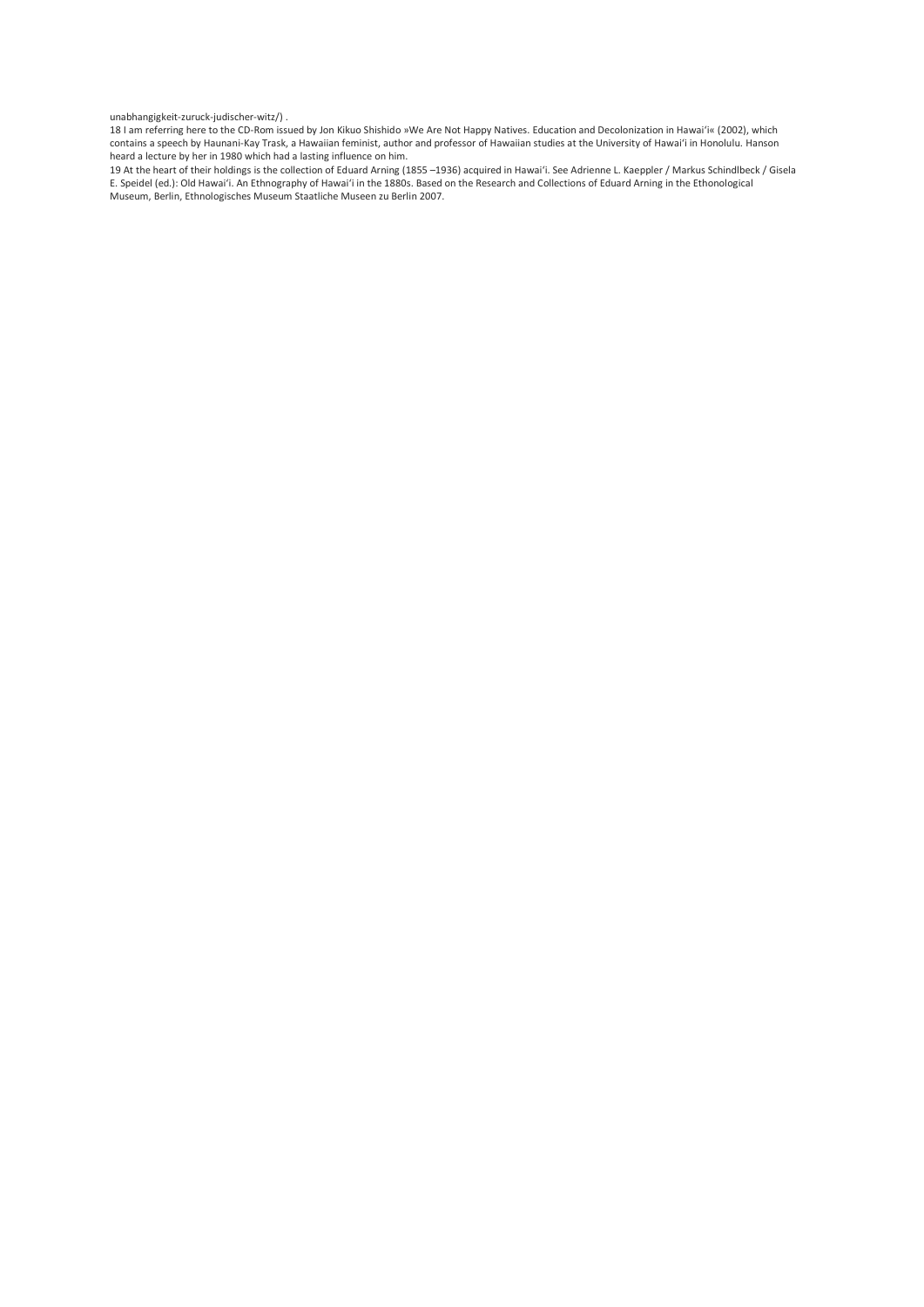unabhangigkeit-zuruck-judischer-witz/) .

18 I am referring here to the CD-Rom issued by Jon Kikuo Shishido »We Are Not Happy Natives. Education and Decolonization in Hawai'i« (2002), which contains a speech by Haunani-Kay Trask, a Hawaiian feminist, author and professor of Hawaiian studies at the University of Hawai'i in Honolulu. Hanson heard a lecture by her in 1980 which had a lasting influence on him.

19 At the heart of their holdings is the collection of Eduard Arning (1855 –1936) acquired in Hawai'i. See Adrienne L. Kaeppler / Markus Schindlbeck / Gisela E. Speidel (ed.): Old Hawai'i. An Ethnography of Hawai'i in the 1880s. Based on the Research and Collections of Eduard Arning in the Ethonological Museum, Berlin, Ethnologisches Museum Staatliche Museen zu Berlin 2007.